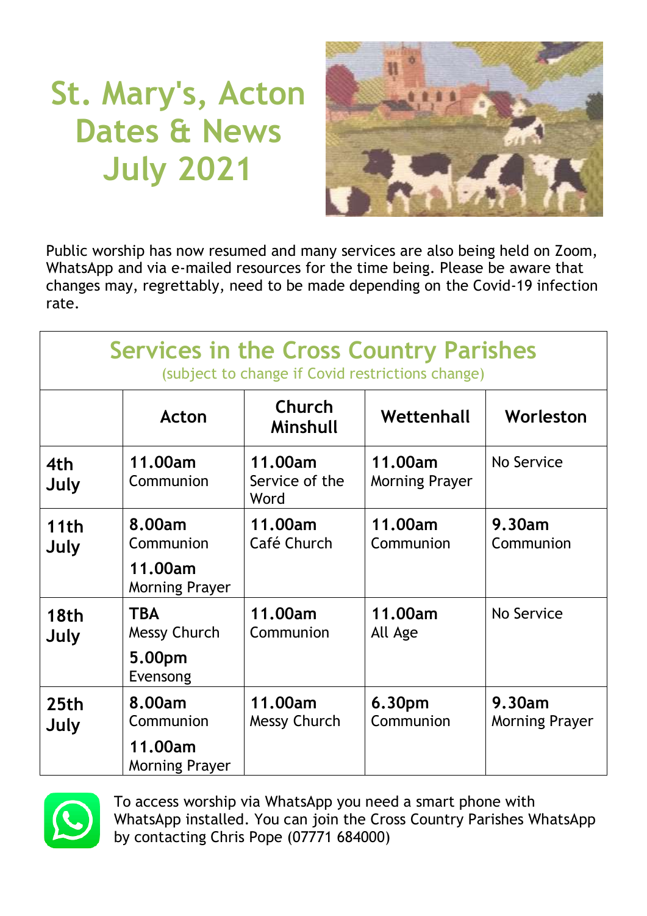# St. Mary's, Acton Dates & News July 2021

Public worship has now resumed and many services are also being held on Zoom, WhatsApp and via e-mailed resources for the time being. Please be aware that changes may, regrettably, need to be made depending on the Covid-19 infection rate.

## Services in the Cross Country Parishes

(subject to change if Covid restrictions change)

| | Acton | Church Minshull | Wettenhall | Worleston |
|---|---|---|---|---|
| **4th July** | **11.00am** Communion | **11.00am** Service of the Word | **11.00am** Morning Prayer | No Service |
| **11th July** | **8.00am** Communion **11.00am** Morning Prayer | **11.00am** Café Church | **11.00am** Communion | **9.30am** Communion |
| **18th July** | **TBA** Messy Church **5.00pm** Evensong | **11.00am** Communion | **11.00am** All Age | No Service |
| **25th July** | **8.00am** Communion **11.00am** Morning Prayer | **11.00am** Messy Church | **6.30pm** Communion | **9.30am** Morning Prayer |

To access worship via WhatsApp you need a smart phone with WhatsApp installed. You can join the Cross Country Parishes WhatsApp by contacting Chris Pope (07771 684000)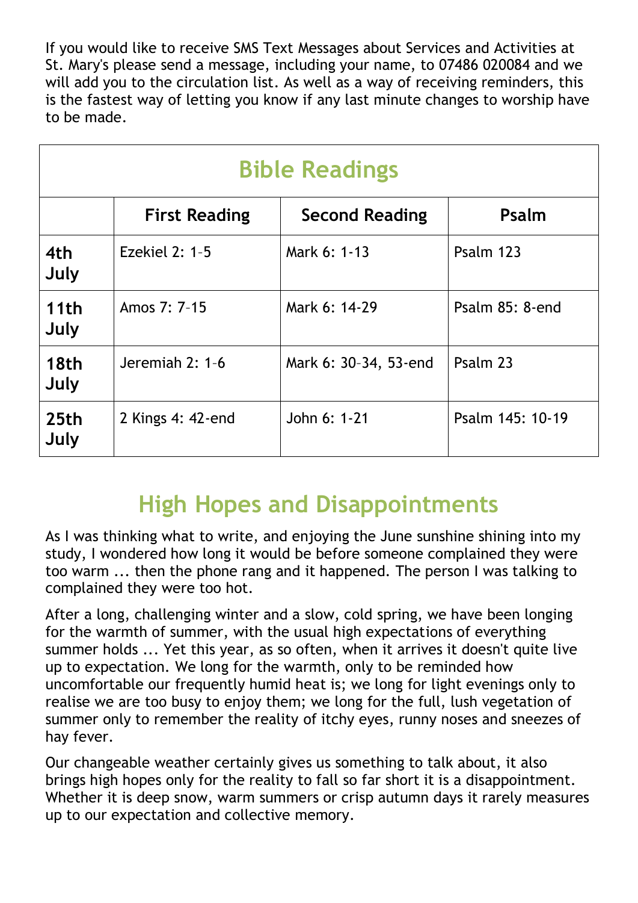If you would like to receive SMS Text Messages about Services and Activities at St. Mary's please send a message, including your name, to 07486 020084 and we will add you to the circulation list. As well as a way of receiving reminders, this is the fastest way of letting you know if any last minute changes to worship have to be made.

## Bible Readings

| | First Reading | Second Reading | Psalm |
|---|---|---|---|
| **4th July** | Ezekiel 2: 1-5 | Mark 6: 1-13 | Psalm 123 |
| **11th July** | Amos 7: 7–15 | Mark 6: 14-29 | Psalm 85: 8-end |
| **18th July** | Jeremiah 2: 1–6 | Mark 6: 30–34, 53-end | Psalm 23 |
| **25th July** | 2 Kings 4: 42-end | John 6: 1-21 | Psalm 145: 10-19 |

## High Hopes and Disappointments

As I was thinking what to write, and enjoying the June sunshine shining into my study, I wondered how long it would be before someone complained they were too warm ... then the phone rang and it happened. The person I was talking to complained they were too hot.

After a long, challenging winter and a slow, cold spring, we have been longing for the warmth of summer, with the usual high expectations of everything summer holds ... Yet this year, as so often, when it arrives it doesn't quite live up to expectation. We long for the warmth, only to be reminded how uncomfortable our frequently humid heat is; we long for light evenings only to realise we are too busy to enjoy them; we long for the full, lush vegetation of summer only to remember the reality of itchy eyes, runny noses and sneezes of hay fever.

Our changeable weather certainly gives us something to talk about, it also brings high hopes only for the reality to fall so far short it is a disappointment. Whether it is deep snow, warm summers or crisp autumn days it rarely measures up to our expectation and collective memory.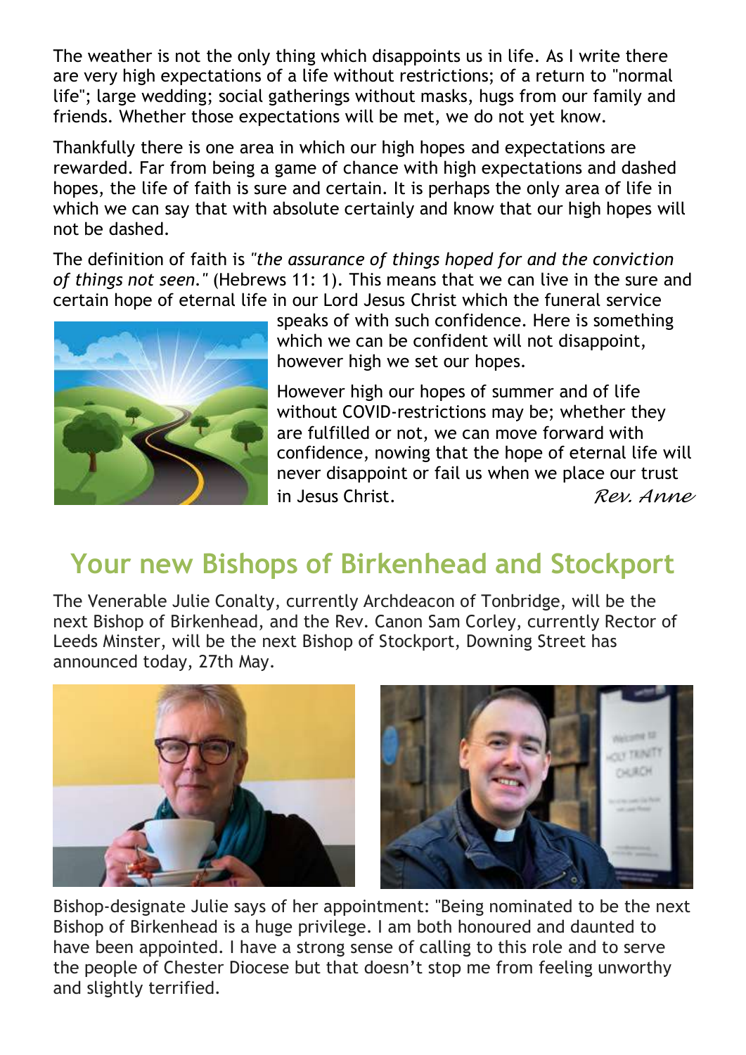The weather is not the only thing which disappoints us in life. As I write there are very high expectations of a life without restrictions; of a return to "normal life"; large wedding; social gatherings without masks, hugs from our family and friends. Whether those expectations will be met, we do not yet know.

Thankfully there is one area in which our high hopes and expectations are rewarded. Far from being a game of chance with high expectations and dashed hopes, the life of faith is sure and certain. It is perhaps the only area of life in which we can say that with absolute certainly and know that our high hopes will not be dashed.

The definition of faith is *"the assurance of things hoped for and the conviction of things not seen."* (Hebrews 11: 1). This means that we can live in the sure and certain hope of eternal life in our Lord Jesus Christ which the funeral service speaks of with such confidence. Here is something which we can be confident will not disappoint, however high we set our hopes.

However high our hopes of summer and of life without COVID-restrictions may be; whether they are fulfilled or not, we can move forward with confidence, nowing that the hope of eternal life will never disappoint or fail us when we place our trust in Jesus Christ.

*Rev. Anne*

## Your new Bishops of Birkenhead and Stockport

The Venerable Julie Conalty, currently Archdeacon of Tonbridge, will be the next Bishop of Birkenhead, and the Rev. Canon Sam Corley, currently Rector of Leeds Minster, will be the next Bishop of Stockport, Downing Street has announced today, 27th May.

Bishop-designate Julie says of her appointment: "Being nominated to be the next Bishop of Birkenhead is a huge privilege. I am both honoured and daunted to have been appointed. I have a strong sense of calling to this role and to serve the people of Chester Diocese but that doesn't stop me from feeling unworthy and slightly terrified.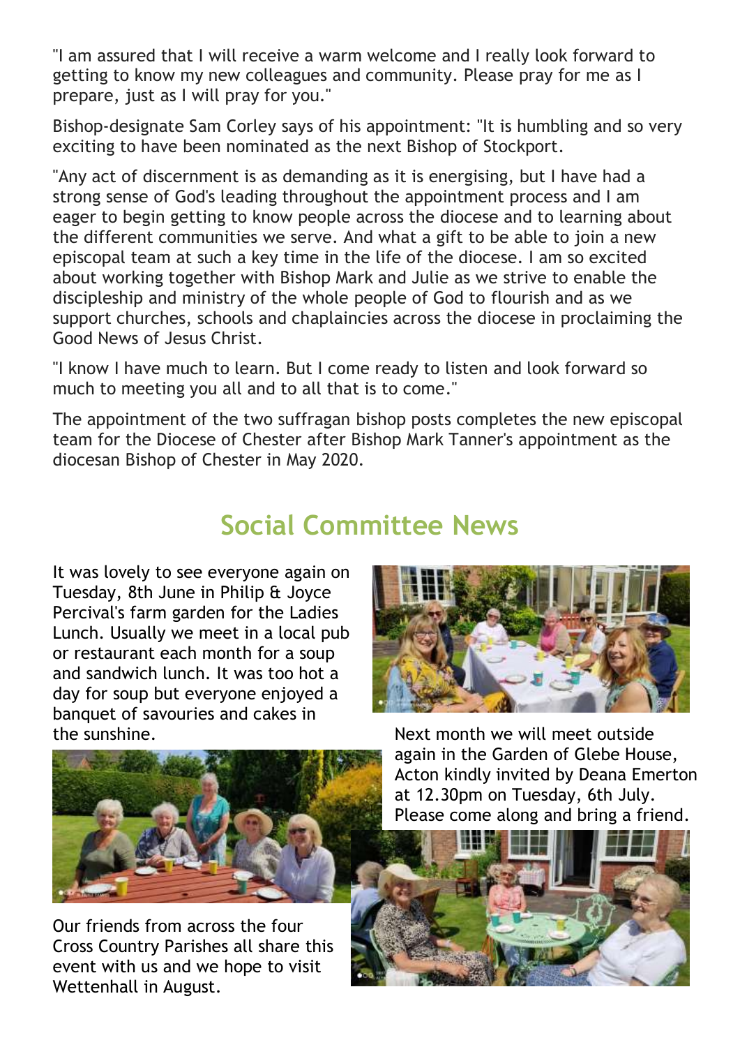"I am assured that I will receive a warm welcome and I really look forward to getting to know my new colleagues and community. Please pray for me as I prepare, just as I will pray for you."

Bishop-designate Sam Corley says of his appointment: "It is humbling and so very exciting to have been nominated as the next Bishop of Stockport.

"Any act of discernment is as demanding as it is energising, but I have had a strong sense of God's leading throughout the appointment process and I am eager to begin getting to know people across the diocese and to learning about the different communities we serve. And what a gift to be able to join a new episcopal team at such a key time in the life of the diocese. I am so excited about working together with Bishop Mark and Julie as we strive to enable the discipleship and ministry of the whole people of God to flourish and as we support churches, schools and chaplaincies across the diocese in proclaiming the Good News of Jesus Christ.

"I know I have much to learn. But I come ready to listen and look forward so much to meeting you all and to all that is to come."

The appointment of the two suffragan bishop posts completes the new episcopal team for the Diocese of Chester after Bishop Mark Tanner's appointment as the diocesan Bishop of Chester in May 2020.

## Social Committee News

It was lovely to see everyone again on Tuesday, 8th June in Philip & Joyce Percival's farm garden for the Ladies Lunch. Usually we meet in a local pub or restaurant each month for a soup and sandwich lunch. It was too hot a day for soup but everyone enjoyed a banquet of savouries and cakes in the sunshine.

Next month we will meet outside again in the Garden of Glebe House, Acton kindly invited by Deana Emerton at 12.30pm on Tuesday, 6th July. Please come along and bring a friend.

Our friends from across the four Cross Country Parishes all share this event with us and we hope to visit Wettenhall in August.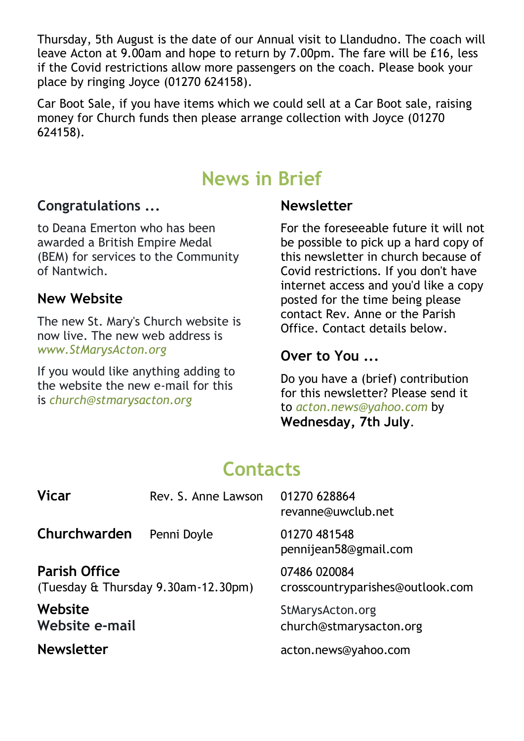Thursday, 5th August is the date of our Annual visit to Llandudno. The coach will leave Acton at 9.00am and hope to return by 7.00pm. The fare will be £16, less if the Covid restrictions allow more passengers on the coach. Please book your place by ringing Joyce (01270 624158).

Car Boot Sale, if you have items which we could sell at a Car Boot sale, raising money for Church funds then please arrange collection with Joyce (01270 624158).

## News in Brief

### Congratulations ...

to Deana Emerton who has been awarded a British Empire Medal (BEM) for services to the Community of Nantwich.

### New Website

The new St. Mary's Church website is now live. The new web address is *www.StMarysActon.org*

If you would like anything adding to the website the new e-mail for this is *church@stmarysacton.org*

### Newsletter

For the foreseeable future it will not be possible to pick up a hard copy of this newsletter in church because of Covid restrictions. If you don't have internet access and you'd like a copy posted for the time being please contact Rev. Anne or the Parish Office. Contact details below.

### Over to You ...

Do you have a (brief) contribution for this newsletter? Please send it to *acton.news@yahoo.com* by **Wednesday, 7th July**.

## Contacts

| | | |
|---|---|---|
| **Vicar** | Rev. S. Anne Lawson | 01270 628864<br>revanne@uwclub.net |
| **Churchwarden** | Penni Doyle | 01270 481548<br>pennijean58@gmail.com |
| **Parish Office**<br>(Tuesday & Thursday 9.30am-12.30pm) | | 07486 020084<br>crosscountryparishes@outlook.com |
| **Website**<br>**Website e-mail** | | StMarysActon.org<br>church@stmarysacton.org |
| **Newsletter** | | acton.news@yahoo.com |